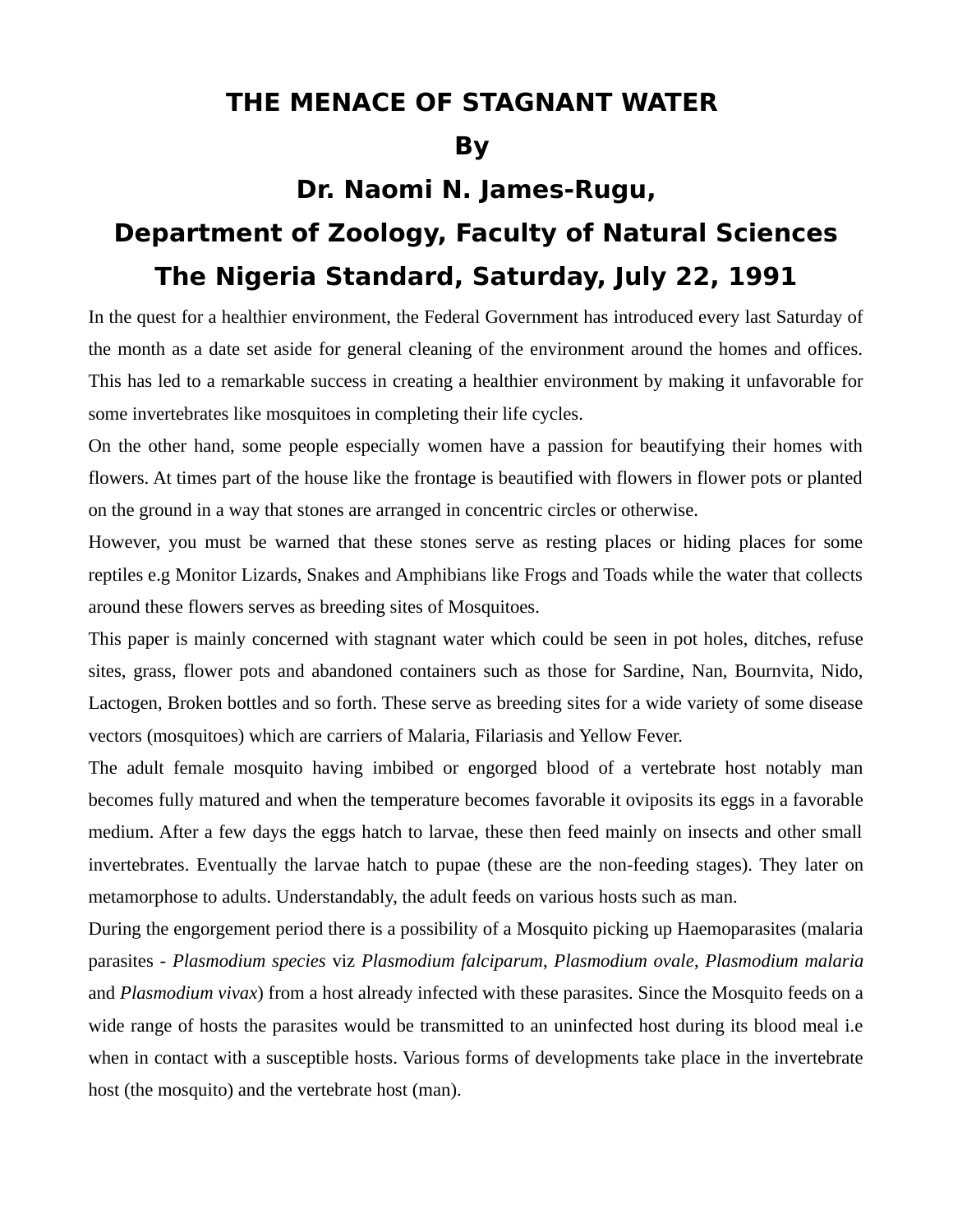# THE MENACE OF STAGNANT WATER

**By**

**Dr. Naomi N. James-Rugu,**

**Department of Zoology, Faculty of Natural Sciences**

**The Nigeria Standard, Saturday, July 22, 1991**

In the quest for a healthier environment, the Federal Government has introduced every last Saturday of the month as a date set aside for general cleaning of the environment around the homes and offices. This has led to a remarkable success in creating a healthier environment by making it unfavorable for some invertebrates like mosquitoes in completing their life cycles.

On the other hand, some people especially women have a passion for beautifying their homes with flowers. At times part of the house like the frontage is beautified with flowers in flower pots or planted on the ground in a way that stones are arranged in concentric circles or otherwise.

However, you must be warned that these stones serve as resting places or hiding places for some reptiles e.g Monitor Lizards, Snakes and Amphibians like Frogs and Toads while the water that collects around these flowers serves as breeding sites of Mosquitoes.

This paper is mainly concerned with stagnant water which could be seen in pot holes, ditches, refuse sites, grass, flower pots and abandoned containers such as those for Sardine, Nan, Bournvita, Nido, Lactogen, Broken bottles and so forth. These serve as breeding sites for a wide variety of some disease vectors (mosquitoes) which are carriers of Malaria, Filariasis and Yellow Fever.

The adult female mosquito having imbibed or engorged blood of a vertebrate host notably man becomes fully matured and when the temperature becomes favorable it oviposits its eggs in a favorable medium. After a few days the eggs hatch to larvae, these then feed mainly on insects and other small invertebrates. Eventually the larvae hatch to pupae (these are the non-feeding stages). They later on metamorphose to adults. Understandably, the adult feeds on various hosts such as man.

During the engorgement period there is a possibility of a Mosquito picking up Haemoparasites (malaria parasites - *Plasmodium species* viz *Plasmodium falciparum*, *Plasmodium ovale*, *Plasmodium malaria* and *Plasmodium vivax*) from a host already infected with these parasites. Since the Mosquito feeds on a wide range of hosts the parasites would be transmitted to an uninfected host during its blood meal i.e when in contact with a susceptible hosts. Various forms of developments take place in the invertebrate host (the mosquito) and the vertebrate host (man).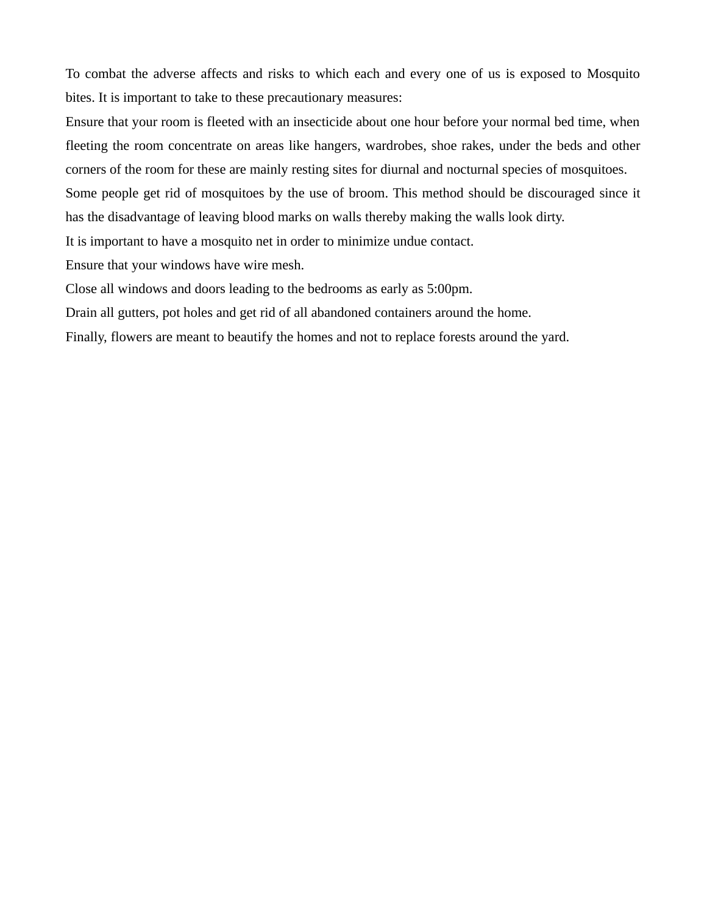To combat the adverse affects and risks to which each and every one of us is exposed to Mosquito bites. It is important to take to these precautionary measures:

Ensure that your room is fleeted with an insecticide about one hour before your normal bed time, when fleeting the room concentrate on areas like hangers, wardrobes, shoe rakes, under the beds and other corners of the room for these are mainly resting sites for diurnal and nocturnal species of mosquitoes.

Some people get rid of mosquitoes by the use of broom. This method should be discouraged since it has the disadvantage of leaving blood marks on walls thereby making the walls look dirty.

It is important to have a mosquito net in order to minimize undue contact.

Ensure that your windows have wire mesh.

Close all windows and doors leading to the bedrooms as early as 5:00pm.

Drain all gutters, pot holes and get rid of all abandoned containers around the home.

Finally, flowers are meant to beautify the homes and not to replace forests around the yard.